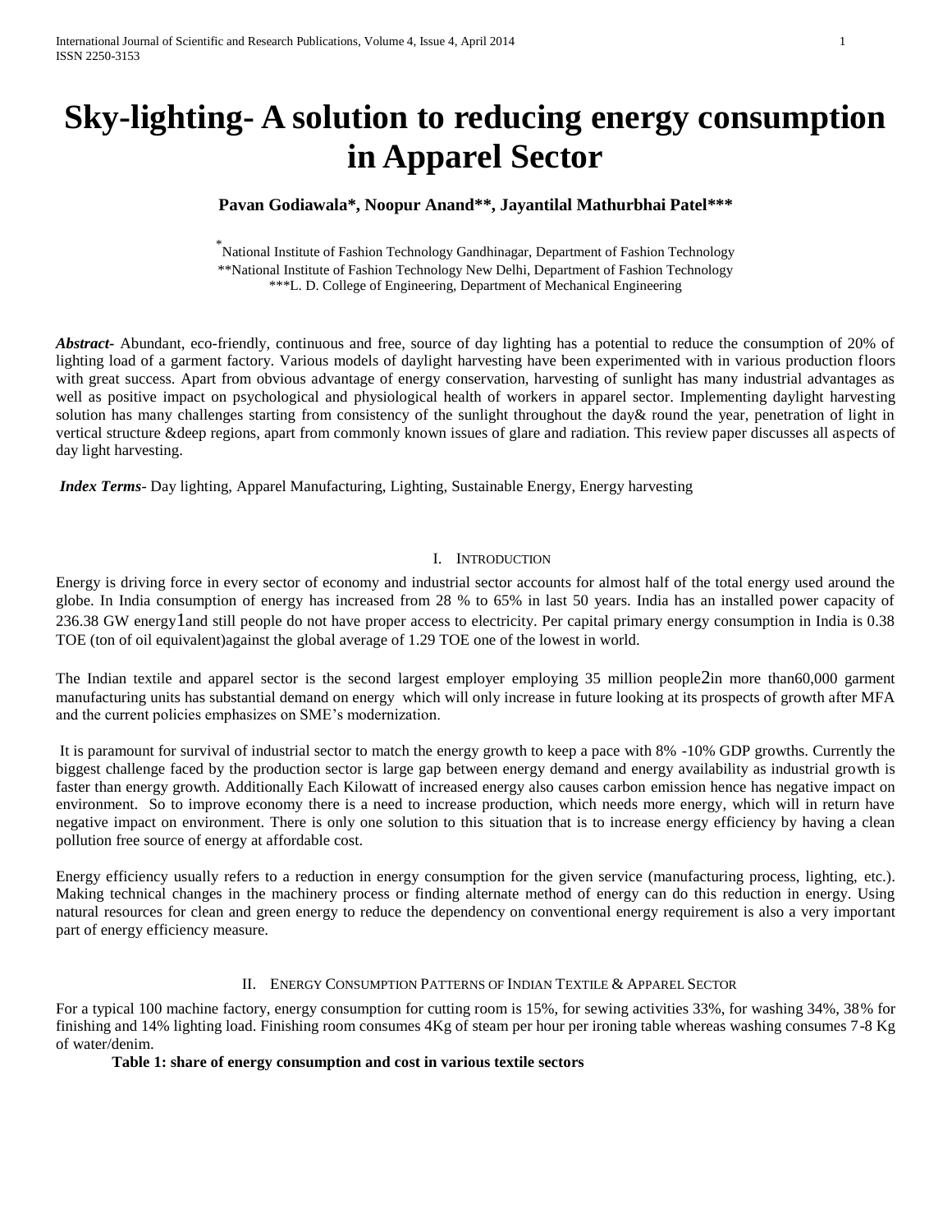# Sky-lighting- A solution to reducing energy consumption in Apparel Sector

**Pavan Godiawala\*, Noopur Anand\*\*, Jayantilal Mathurbhai Patel\*\*\***

\*National Institute of Fashion Technology Gandhinagar, Department of Fashion Technology
\*\*National Institute of Fashion Technology New Delhi, Department of Fashion Technology
\*\*\*L. D. College of Engineering, Department of Mechanical Engineering

***Abstract***- Abundant, eco-friendly, continuous and free, source of day lighting has a potential to reduce the consumption of 20% of lighting load of a garment factory. Various models of daylight harvesting have been experimented with in various production floors with great success. Apart from obvious advantage of energy conservation, harvesting of sunlight has many industrial advantages as well as positive impact on psychological and physiological health of workers in apparel sector. Implementing daylight harvesting solution has many challenges starting from consistency of the sunlight throughout the day& round the year, penetration of light in vertical structure &deep regions, apart from commonly known issues of glare and radiation. This review paper discusses all aspects of day light harvesting.

***Index Terms***- Day lighting, Apparel Manufacturing, Lighting, Sustainable Energy, Energy harvesting

## I. Introduction

Energy is driving force in every sector of economy and industrial sector accounts for almost half of the total energy used around the globe. In India consumption of energy has increased from 28 % to 65% in last 50 years. India has an installed power capacity of 236.38 GW energy[1]and still people do not have proper access to electricity. Per capital primary energy consumption in India is 0.38 TOE (ton of oil equivalent)against the global average of 1.29 TOE one of the lowest in world.

The Indian textile and apparel sector is the second largest employer employing 35 million people[2]in more than60,000 garment manufacturing units has substantial demand on energy which will only increase in future looking at its prospects of growth after MFA and the current policies emphasizes on SME's modernization.

It is paramount for survival of industrial sector to match the energy growth to keep a pace with 8% -10% GDP growths. Currently the biggest challenge faced by the production sector is large gap between energy demand and energy availability as industrial growth is faster than energy growth. Additionally Each Kilowatt of increased energy also causes carbon emission hence has negative impact on environment. So to improve economy there is a need to increase production, which needs more energy, which will in return have negative impact on environment. There is only one solution to this situation that is to increase energy efficiency by having a clean pollution free source of energy at affordable cost.

Energy efficiency usually refers to a reduction in energy consumption for the given service (manufacturing process, lighting, etc.). Making technical changes in the machinery process or finding alternate method of energy can do this reduction in energy. Using natural resources for clean and green energy to reduce the dependency on conventional energy requirement is also a very important part of energy efficiency measure.

## II. Energy Consumption Patterns of Indian Textile & Apparel Sector

For a typical 100 machine factory, energy consumption for cutting room is 15%, for sewing activities 33%, for washing 34%, 38% for finishing and 14% lighting load. Finishing room consumes 4Kg of steam per hour per ironing table whereas washing consumes 7-8 Kg of water/denim.

**Table 1: share of energy consumption and cost in various textile sectors**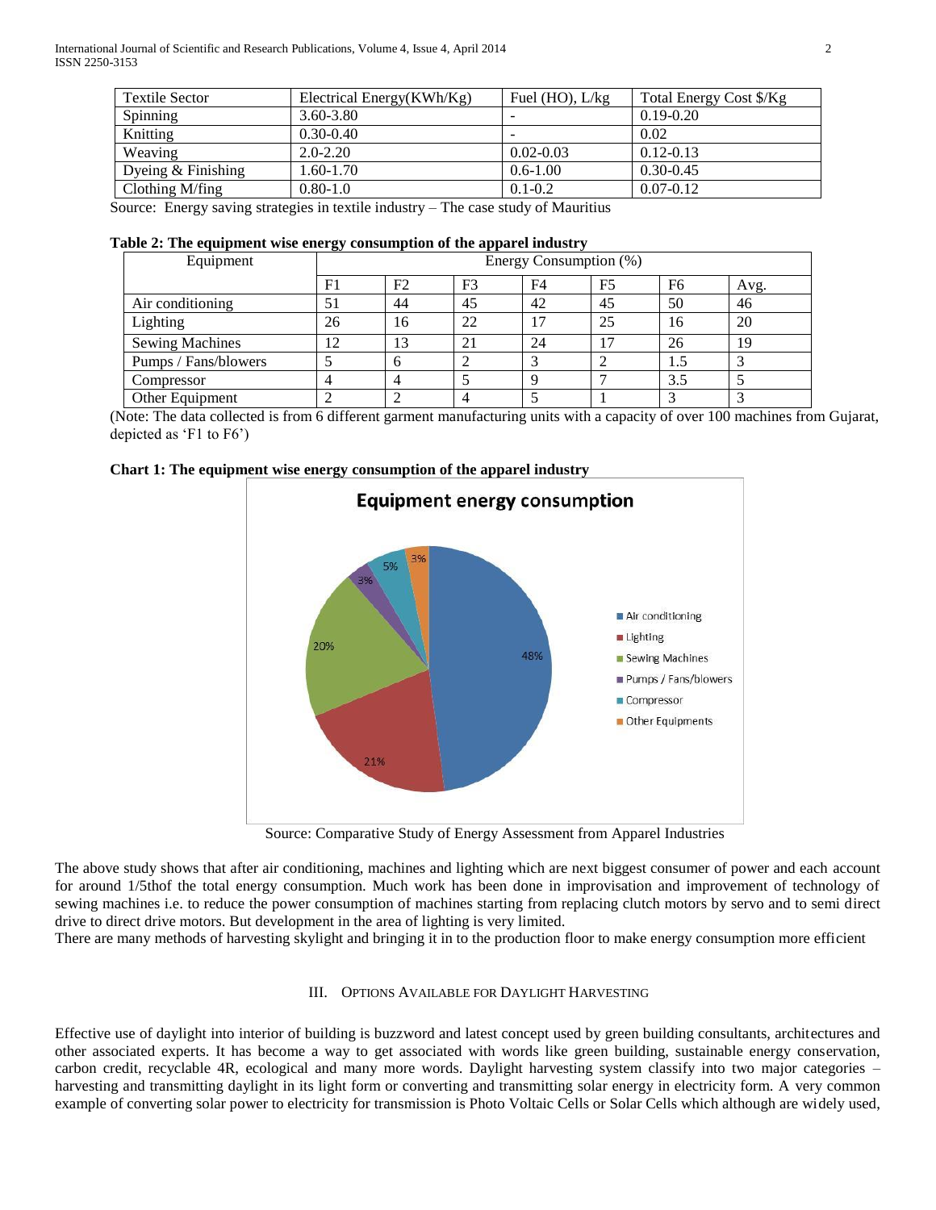| Textile Sector | Electrical Energy(KWh/Kg) | Fuel (HO), L/kg | Total Energy Cost $/Kg |
|---|---|---|---|
| Spinning | 3.60-3.80 | - | 0.19-0.20 |
| Knitting | 0.30-0.40 | - | 0.02 |
| Weaving | 2.0-2.20 | 0.02-0.03 | 0.12-0.13 |
| Dyeing & Finishing | 1.60-1.70 | 0.6-1.00 | 0.30-0.45 |
| Clothing M/fing | 0.80-1.0 | 0.1-0.2 | 0.07-0.12 |

Source: Energy saving strategies in textile industry – The case study of Mauritius

**Table 2: The equipment wise energy consumption of the apparel industry**

| Equipment | Energy Consumption (%) | | | | | | |
|---|---|---|---|---|---|---|---|
| | F1 | F2 | F3 | F4 | F5 | F6 | Avg. |
| Air conditioning | 51 | 44 | 45 | 42 | 45 | 50 | 46 |
| Lighting | 26 | 16 | 22 | 17 | 25 | 16 | 20 |
| Sewing Machines | 12 | 13 | 21 | 24 | 17 | 26 | 19 |
| Pumps / Fans/blowers | 5 | 6 | 2 | 3 | 2 | 1.5 | 3 |
| Compressor | 4 | 4 | 5 | 9 | 7 | 3.5 | 5 |
| Other Equipment | 2 | 2 | 4 | 5 | 1 | 3 | 3 |

(Note: The data collected is from 6 different garment manufacturing units with a capacity of over 100 machines from Gujarat, depicted as 'F1 to F6')

**Chart 1: The equipment wise energy consumption of the apparel industry**

Equipment energy consumption

| Equipment | Share |
|---|---|
| Air conditioning | 48% |
| Lighting | 21% |
| Sewing Machines | 20% |
| Pumps / Fans/blowers | 3% |
| Compressor | 5% |
| Other Equipments | 3% |

Source: Comparative Study of Energy Assessment from Apparel Industries

The above study shows that after air conditioning, machines and lighting which are next biggest consumer of power and each account for around 1/5thof the total energy consumption. Much work has been done in improvisation and improvement of technology of sewing machines i.e. to reduce the power consumption of machines starting from replacing clutch motors by servo and to semi direct drive to direct drive motors. But development in the area of lighting is very limited.

There are many methods of harvesting skylight and bringing it in to the production floor to make energy consumption more efficient

## III. Options Available for Daylight Harvesting

Effective use of daylight into interior of building is buzzword and latest concept used by green building consultants, architectures and other associated experts. It has become a way to get associated with words like green building, sustainable energy conservation, carbon credit, recyclable 4R, ecological and many more words. Daylight harvesting system classify into two major categories – harvesting and transmitting daylight in its light form or converting and transmitting solar energy in electricity form. A very common example of converting solar power to electricity for transmission is Photo Voltaic Cells or Solar Cells which although are widely used,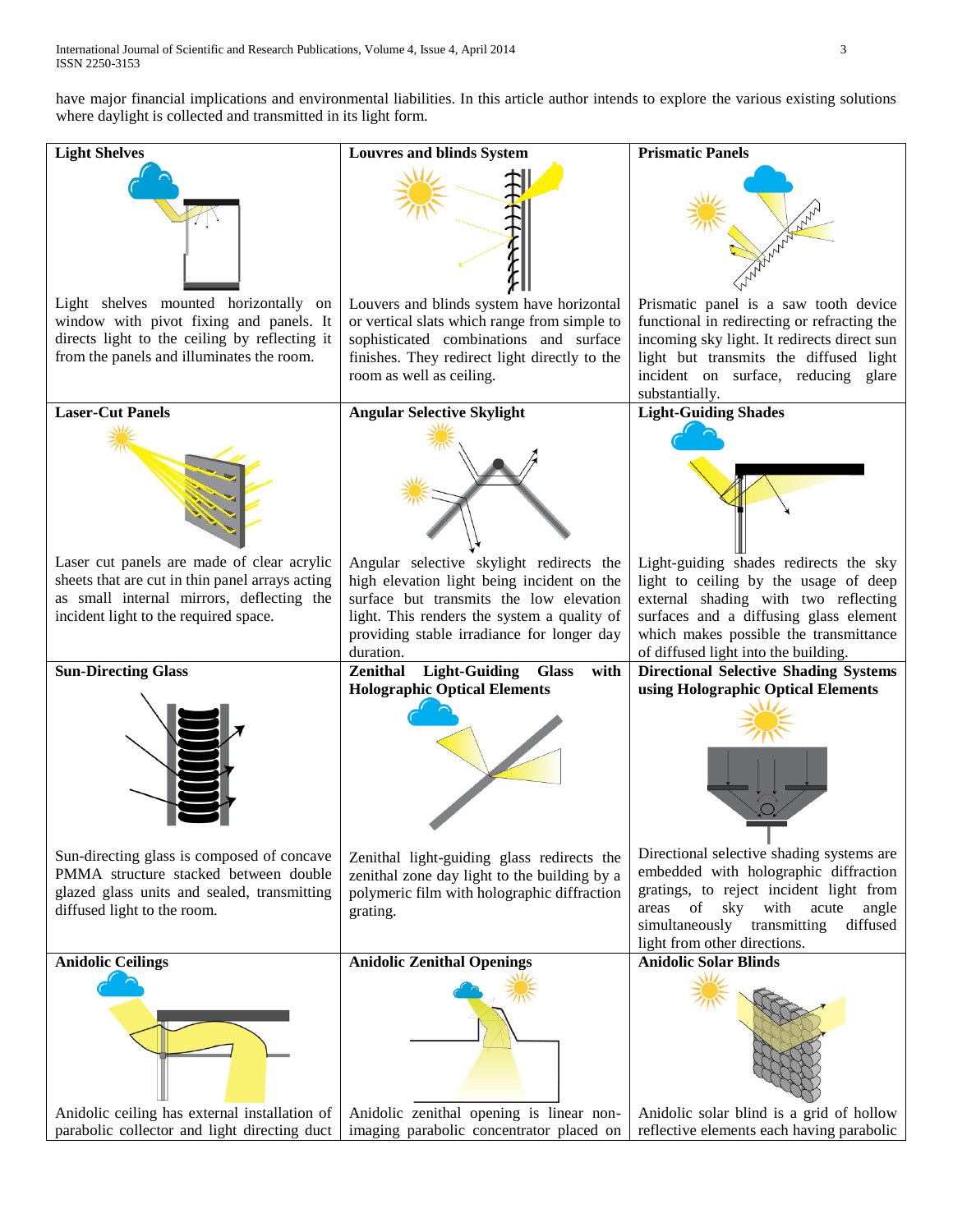have major financial implications and environmental liabilities. In this article author intends to explore the various existing solutions where daylight is collected and transmitted in its light form.

| Light Shelves | Louvres and blinds System | Prismatic Panels |
|---|---|---|
| Light shelves mounted horizontally on window with pivot fixing and panels. It directs light to the ceiling by reflecting it from the panels and illuminates the room. | Louvres and blinds system have horizontal or vertical slats which range from simple to sophisticated combinations and surface finishes. They redirect light directly to the room as well as ceiling. | Prismatic panel is a saw tooth device functional in redirecting or refracting the incoming sky light. It redirects direct sun light but transmits the diffused light incident on surface, reducing glare substantially. |
| **Laser-Cut Panels** | **Angular Selective Skylight** | **Light-Guiding Shades** |
| Laser cut panels are made of clear acrylic sheets that are cut in thin panel arrays acting as small internal mirrors, deflecting the incident light to the required space. | Angular selective skylight redirects the high elevation light being incident on the surface but transmits the low elevation light. This renders the system a quality of providing stable irradiance for longer day duration. | Light-guiding shades redirects the sky light to ceiling by the usage of deep external shading with two reflecting surfaces and a diffusing glass element which makes possible the transmittance of diffused light into the building. |
| **Sun-Directing Glass** | **Zenithal Light-Guiding Glass with Holographic Optical Elements** | **Directional Selective Shading Systems using Holographic Optical Elements** |
| Sun-directing glass is composed of concave PMMA structure stacked between double glazed glass units and sealed, transmitting diffused light to the room. | Zenithal light-guiding glass redirects the zenithal zone day light to the building by a polymeric film with holographic diffraction grating. | Directional selective shading systems are embedded with holographic diffraction gratings, to reject incident light from areas of sky with acute angle simultaneously transmitting diffused light from other directions. |
| **Anidolic Ceilings** | **Anidolic Zenithal Openings** | **Anidolic Solar Blinds** |
| Anidolic ceiling has external installation of parabolic collector and light directing duct | Anidolic zenithal opening is linear non-imaging parabolic concentrator placed on | Anidolic solar blind is a grid of hollow reflective elements each having parabolic |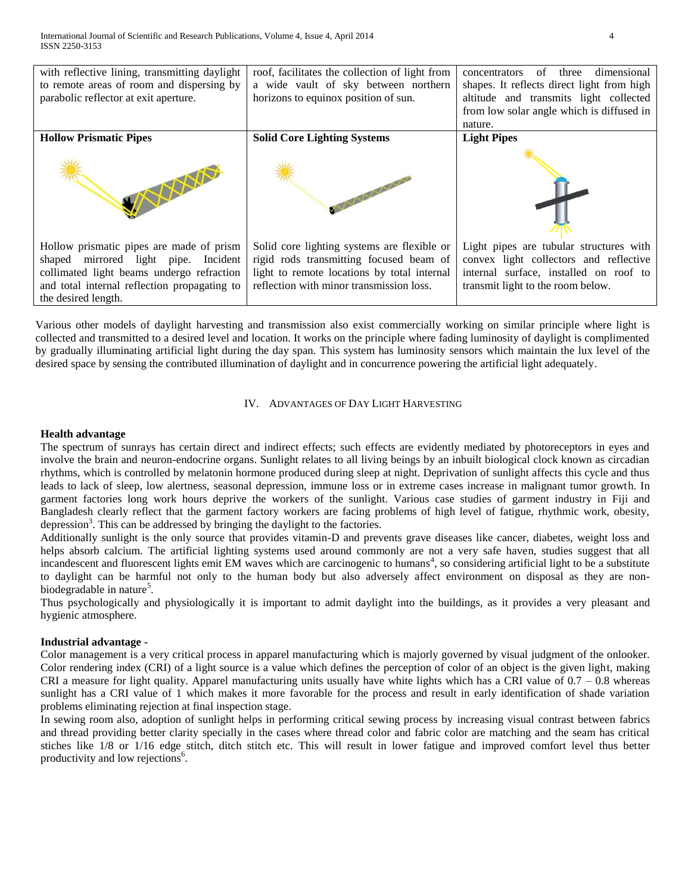| with reflective lining, transmitting daylight to remote areas of room and dispersing by parabolic reflector at exit aperture. | roof, facilitates the collection of light from a wide vault of sky between northern horizons to equinox position of sun. | concentrators of three dimensional shapes. It reflects direct light from high altitude and transmits light collected from low solar angle which is diffused in nature. |
|---|---|---|
| **Hollow Prismatic Pipes** | **Solid Core Lighting Systems** | **Light Pipes** |
| Hollow prismatic pipes are made of prism shaped mirrored light pipe. Incident collimated light beams undergo refraction and total internal reflection propagating to the desired length. | Solid core lighting systems are flexible or rigid rods transmitting focused beam of light to remote locations by total internal reflection with minor transmission loss. | Light pipes are tubular structures with convex light collectors and reflective internal surface, installed on roof to transmit light to the room below. |

Various other models of daylight harvesting and transmission also exist commercially working on similar principle where light is collected and transmitted to a desired level and location. It works on the principle where fading luminosity of daylight is complimented by gradually illuminating artificial light during the day span. This system has luminosity sensors which maintain the lux level of the desired space by sensing the contributed illumination of daylight and in concurrence powering the artificial light adequately.

## IV. Advantages of Day Light Harvesting

**Health advantage**

The spectrum of sunrays has certain direct and indirect effects; such effects are evidently mediated by photoreceptors in eyes and involve the brain and neuron-endocrine organs. Sunlight relates to all living beings by an inbuilt biological clock known as circadian rhythms, which is controlled by melatonin hormone produced during sleep at night. Deprivation of sunlight affects this cycle and thus leads to lack of sleep, low alertness, seasonal depression, immune loss or in extreme cases increase in malignant tumor growth. In garment factories long work hours deprive the workers of the sunlight. Various case studies of garment industry in Fiji and Bangladesh clearly reflect that the garment factory workers are facing problems of high level of fatigue, rhythmic work, obesity, depression[3]. This can be addressed by bringing the daylight to the factories.

Additionally sunlight is the only source that provides vitamin-D and prevents grave diseases like cancer, diabetes, weight loss and helps absorb calcium. The artificial lighting systems used around commonly are not a very safe haven, studies suggest that all incandescent and fluorescent lights emit EM waves which are carcinogenic to humans[4], so considering artificial light to be a substitute to daylight can be harmful not only to the human body but also adversely affect environment on disposal as they are non-biodegradable in nature[5].

Thus psychologically and physiologically it is important to admit daylight into the buildings, as it provides a very pleasant and hygienic atmosphere.

**Industrial advantage -**

Color management is a very critical process in apparel manufacturing which is majorly governed by visual judgment of the onlooker. Color rendering index (CRI) of a light source is a value which defines the perception of color of an object is the given light, making CRI a measure for light quality. Apparel manufacturing units usually have white lights which has a CRI value of 0.7 – 0.8 whereas sunlight has a CRI value of 1 which makes it more favorable for the process and result in early identification of shade variation problems eliminating rejection at final inspection stage.

In sewing room also, adoption of sunlight helps in performing critical sewing process by increasing visual contrast between fabrics and thread providing better clarity specially in the cases where thread color and fabric color are matching and the seam has critical stiches like 1/8 or 1/16 edge stitch, ditch stitch etc. This will result in lower fatigue and improved comfort level thus better productivity and low rejections[6].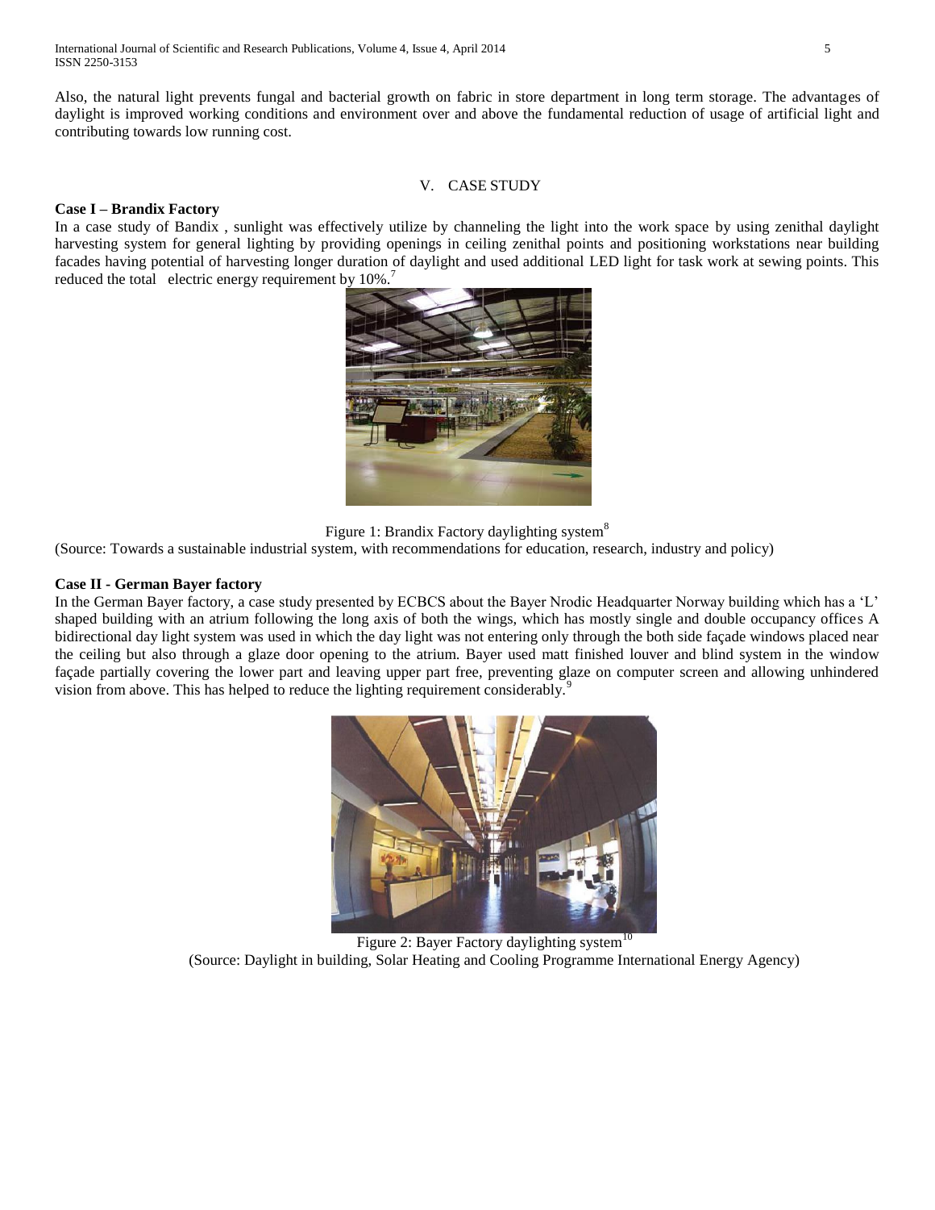Also, the natural light prevents fungal and bacterial growth on fabric in store department in long term storage. The advantages of daylight is improved working conditions and environment over and above the fundamental reduction of usage of artificial light and contributing towards low running cost.

## V. CASE STUDY

**Case I – Brandix Factory**

In a case study of Bandix , sunlight was effectively utilize by channeling the light into the work space by using zenithal daylight harvesting system for general lighting by providing openings in ceiling zenithal points and positioning workstations near building facades having potential of harvesting longer duration of daylight and used additional LED light for task work at sewing points. This reduced the total electric energy requirement by 10%.[7]

Figure 1: Brandix Factory daylighting system[8]

(Source: Towards a sustainable industrial system, with recommendations for education, research, industry and policy)

**Case II - German Bayer factory**

In the German Bayer factory, a case study presented by ECBCS about the Bayer Nrodic Headquarter Norway building which has a 'L' shaped building with an atrium following the long axis of both the wings, which has mostly single and double occupancy offices A bidirectional day light system was used in which the day light was not entering only through the both side façade windows placed near the ceiling but also through a glaze door opening to the atrium. Bayer used matt finished louver and blind system in the window façade partially covering the lower part and leaving upper part free, preventing glaze on computer screen and allowing unhindered vision from above. This has helped to reduce the lighting requirement considerably.[9]

Figure 2: Bayer Factory daylighting system[10]

(Source: Daylight in building, Solar Heating and Cooling Programme International Energy Agency)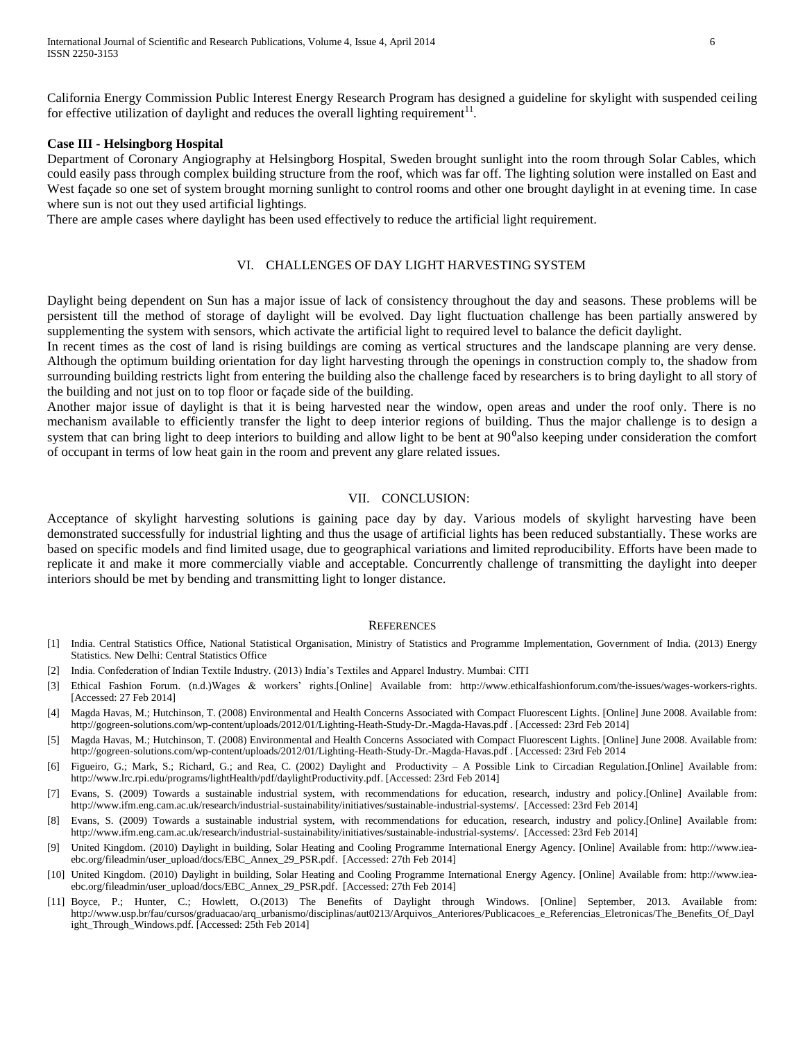California Energy Commission Public Interest Energy Research Program has designed a guideline for skylight with suspended ceiling for effective utilization of daylight and reduces the overall lighting requirement[11].

**Case III - Helsingborg Hospital**

Department of Coronary Angiography at Helsingborg Hospital, Sweden brought sunlight into the room through Solar Cables, which could easily pass through complex building structure from the roof, which was far off. The lighting solution were installed on East and West façade so one set of system brought morning sunlight to control rooms and other one brought daylight in at evening time. In case where sun is not out they used artificial lightings.

There are ample cases where daylight has been used effectively to reduce the artificial light requirement.

## VI. CHALLENGES OF DAY LIGHT HARVESTING SYSTEM

Daylight being dependent on Sun has a major issue of lack of consistency throughout the day and seasons. These problems will be persistent till the method of storage of daylight will be evolved. Day light fluctuation challenge has been partially answered by supplementing the system with sensors, which activate the artificial light to required level to balance the deficit daylight.

In recent times as the cost of land is rising buildings are coming as vertical structures and the landscape planning are very dense. Although the optimum building orientation for day light harvesting through the openings in construction comply to, the shadow from surrounding building restricts light from entering the building also the challenge faced by researchers is to bring daylight to all story of the building and not just on to top floor or façade side of the building.

Another major issue of daylight is that it is being harvested near the window, open areas and under the roof only. There is no mechanism available to efficiently transfer the light to deep interior regions of building. Thus the major challenge is to design a system that can bring light to deep interiors to building and allow light to be bent at $90^0$also keeping under consideration the comfort of occupant in terms of low heat gain in the room and prevent any glare related issues.

## VII. CONCLUSION:

Acceptance of skylight harvesting solutions is gaining pace day by day. Various models of skylight harvesting have been demonstrated successfully for industrial lighting and thus the usage of artificial lights has been reduced substantially. These works are based on specific models and find limited usage, due to geographical variations and limited reproducibility. Efforts have been made to replicate it and make it more commercially viable and acceptable. Concurrently challenge of transmitting the daylight into deeper interiors should be met by bending and transmitting light to longer distance.

## REFERENCES

[1] India. Central Statistics Office, National Statistical Organisation, Ministry of Statistics and Programme Implementation, Government of India. (2013) Energy Statistics. New Delhi: Central Statistics Office

[2] India. Confederation of Indian Textile Industry. (2013) India's Textiles and Apparel Industry. Mumbai: CITI

[3] Ethical Fashion Forum. (n.d.)Wages & workers' rights.[Online] Available from: http://www.ethicalfashionforum.com/the-issues/wages-workers-rights. [Accessed: 27 Feb 2014]

[4] Magda Havas, M.; Hutchinson, T. (2008) Environmental and Health Concerns Associated with Compact Fluorescent Lights. [Online] June 2008. Available from: http://gogreen-solutions.com/wp-content/uploads/2012/01/Lighting-Heath-Study-Dr.-Magda-Havas.pdf . [Accessed: 23rd Feb 2014]

[5] Magda Havas, M.; Hutchinson, T. (2008) Environmental and Health Concerns Associated with Compact Fluorescent Lights. [Online] June 2008. Available from: http://gogreen-solutions.com/wp-content/uploads/2012/01/Lighting-Heath-Study-Dr.-Magda-Havas.pdf . [Accessed: 23rd Feb 2014

[6] Figueiro, G.; Mark, S.; Richard, G.; and Rea, C. (2002) Daylight and Productivity – A Possible Link to Circadian Regulation.[Online] Available from: http://www.lrc.rpi.edu/programs/lightHealth/pdf/daylightProductivity.pdf. [Accessed: 23rd Feb 2014]

[7] Evans, S. (2009) Towards a sustainable industrial system, with recommendations for education, research, industry and policy.[Online] Available from: http://www.ifm.eng.cam.ac.uk/research/industrial-sustainability/initiatives/sustainable-industrial-systems/. [Accessed: 23rd Feb 2014]

[8] Evans, S. (2009) Towards a sustainable industrial system, with recommendations for education, research, industry and policy.[Online] Available from: http://www.ifm.eng.cam.ac.uk/research/industrial-sustainability/initiatives/sustainable-industrial-systems/. [Accessed: 23rd Feb 2014]

[9] United Kingdom. (2010) Daylight in building, Solar Heating and Cooling Programme International Energy Agency. [Online] Available from: http://www.iea-ebc.org/fileadmin/user_upload/docs/EBC_Annex_29_PSR.pdf. [Accessed: 27th Feb 2014]

[10] United Kingdom. (2010) Daylight in building, Solar Heating and Cooling Programme International Energy Agency. [Online] Available from: http://www.iea-ebc.org/fileadmin/user_upload/docs/EBC_Annex_29_PSR.pdf. [Accessed: 27th Feb 2014]

[11] Boyce, P.; Hunter, C.; Howlett, O.(2013) The Benefits of Daylight through Windows. [Online] September, 2013. Available from: http://www.usp.br/fau/cursos/graduacao/arq_urbanismo/disciplinas/aut0213/Arquivos_Anteriores/Publicacoes_e_Referencias_Eletronicas/The_Benefits_Of_Daylight_Through_Windows.pdf. [Accessed: 25th Feb 2014]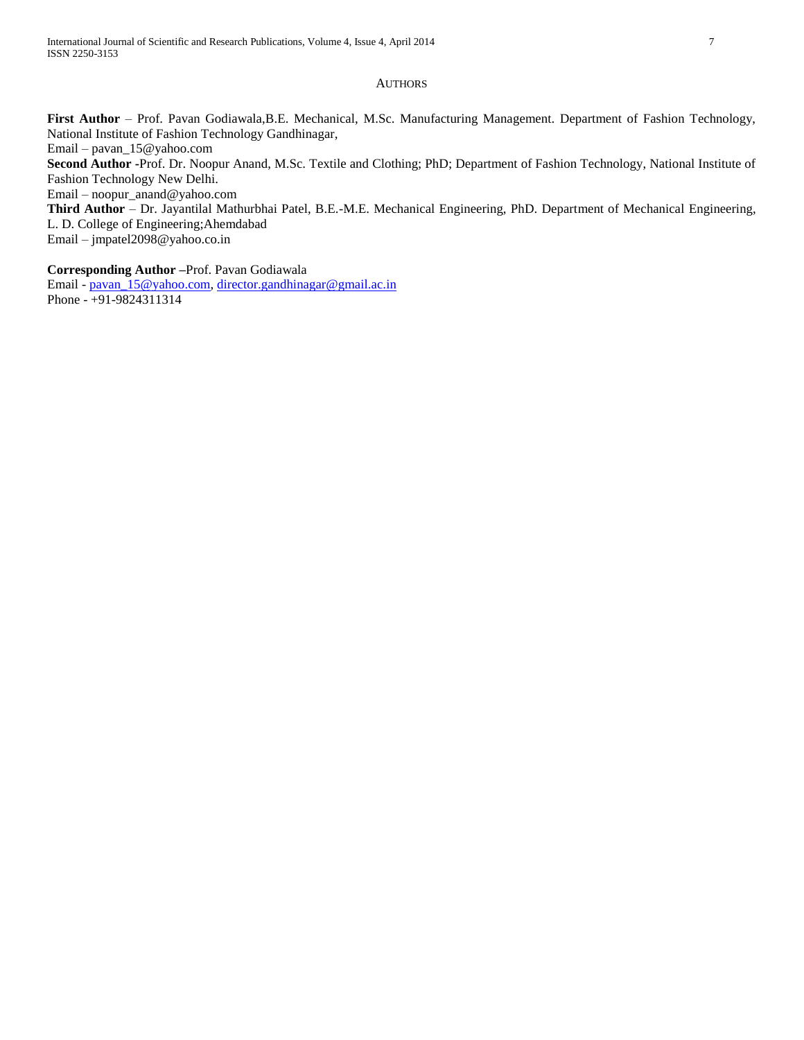## AUTHORS

**First Author** – Prof. Pavan Godiawala,B.E. Mechanical, M.Sc. Manufacturing Management. Department of Fashion Technology, National Institute of Fashion Technology Gandhinagar,
Email – pavan_15@yahoo.com

**Second Author** -Prof. Dr. Noopur Anand, M.Sc. Textile and Clothing; PhD; Department of Fashion Technology, National Institute of Fashion Technology New Delhi.
Email – noopur_anand@yahoo.com

**Third Author** – Dr. Jayantilal Mathurbhai Patel, B.E.-M.E. Mechanical Engineering, PhD. Department of Mechanical Engineering, L. D. College of Engineering;Ahemdabad
Email – jmpatel2098@yahoo.co.in

**Corresponding Author** –Prof. Pavan Godiawala
Email - pavan_15@yahoo.com, director.gandhinagar@gmail.ac.in
Phone - +91-9824311314